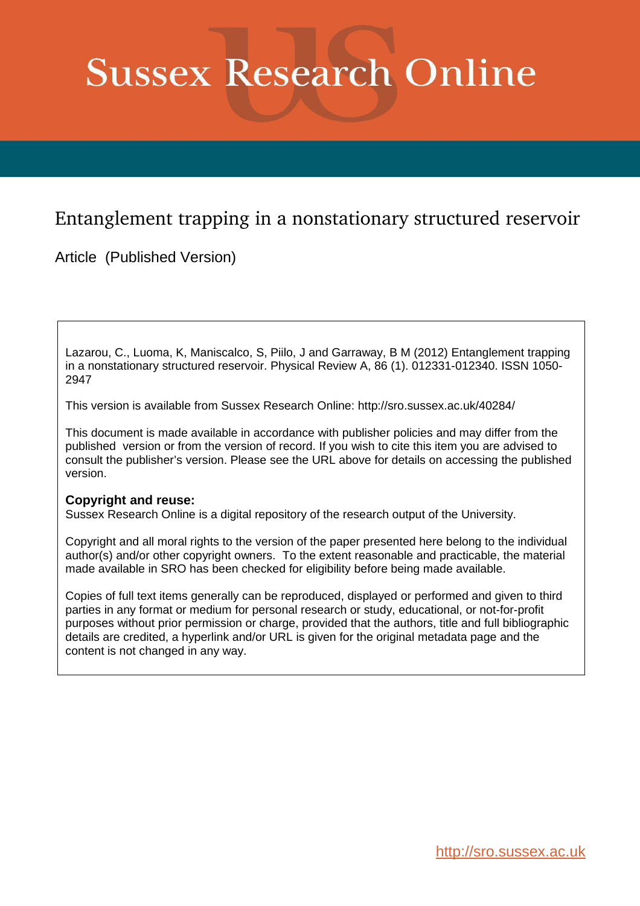# Sussex Research Online

## Entanglement trapping in a nonstationary structured reservoir

Article (Published Version)

Lazarou, C., Luoma, K, Maniscalco, S, Piilo, J and Garraway, B M (2012) Entanglement trapping in a nonstationary structured reservoir. Physical Review A, 86 (1). 012331-012340. ISSN 1050-2947

This version is available from Sussex Research Online: http://sro.sussex.ac.uk/40284/

This document is made available in accordance with publisher policies and may differ from the published version or from the version of record. If you wish to cite this item you are advised to consult the publisher's version. Please see the URL above for details on accessing the published version.

**Copyright and reuse:**
Sussex Research Online is a digital repository of the research output of the University.

Copyright and all moral rights to the version of the paper presented here belong to the individual author(s) and/or other copyright owners. To the extent reasonable and practicable, the material made available in SRO has been checked for eligibility before being made available.

Copies of full text items generally can be reproduced, displayed or performed and given to third parties in any format or medium for personal research or study, educational, or not-for-profit purposes without prior permission or charge, provided that the authors, title and full bibliographic details are credited, a hyperlink and/or URL is given for the original metadata page and the content is not changed in any way.

http://sro.sussex.ac.uk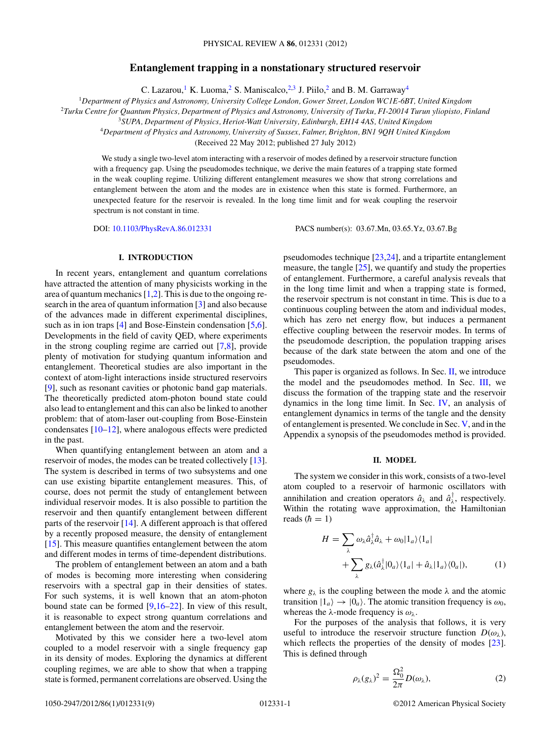# Entanglement trapping in a nonstationary structured reservoir

C. Lazarou,[1] K. Luoma,[2] S. Maniscalco,[2,3] J. Piilo,[2] and B. M. Garraway[4]

[1]*Department of Physics and Astronomy, University College London, Gower Street, London WC1E-6BT, United Kingdom*
[2]*Turku Centre for Quantum Physics, Department of Physics and Astronomy, University of Turku, FI-20014 Turun yliopisto, Finland*
[3]*SUPA, Department of Physics, Heriot-Watt University, Edinburgh, EH14 4AS, United Kingdom*
[4]*Department of Physics and Astronomy, University of Sussex, Falmer, Brighton, BN1 9QH United Kingdom*

(Received 22 May 2012; published 27 July 2012)

We study a single two-level atom interacting with a reservoir of modes defined by a reservoir structure function with a frequency gap. Using the pseudomodes technique, we derive the main features of a trapping state formed in the weak coupling regime. Utilizing different entanglement measures we show that strong correlations and entanglement between the atom and the modes are in existence when this state is formed. Furthermore, an unexpected feature for the reservoir is revealed. In the long time limit and for weak coupling the reservoir spectrum is not constant in time.

DOI: 10.1103/PhysRevA.86.012331 PACS number(s): 03.67.Mn, 03.65.Yz, 03.67.Bg

## I. INTRODUCTION

In recent years, entanglement and quantum correlations have attracted the attention of many physicists working in the area of quantum mechanics [1,2]. This is due to the ongoing research in the area of quantum information [3] and also because of the advances made in different experimental disciplines, such as in ion traps [4] and Bose-Einstein condensation [5,6]. Developments in the field of cavity QED, where experiments in the strong coupling regime are carried out [7,8], provide plenty of motivation for studying quantum information and entanglement. Theoretical studies are also important in the context of atom-light interactions inside structured reservoirs [9], such as resonant cavities or photonic band gap materials. The theoretically predicted atom-photon bound state could also lead to entanglement and this can also be linked to another problem: that of atom-laser out-coupling from Bose-Einstein condensates [10–12], where analogous effects were predicted in the past.

When quantifying entanglement between an atom and a reservoir of modes, the modes can be treated collectively [13]. The system is described in terms of two subsystems and one can use existing bipartite entanglement measures. This, of course, does not permit the study of entanglement between individual reservoir modes. It is also possible to partition the reservoir and then quantify entanglement between different parts of the reservoir [14]. A different approach is that offered by a recently proposed measure, the density of entanglement [15]. This measure quantifies entanglement between the atom and different modes in terms of time-dependent distributions.

The problem of entanglement between an atom and a bath of modes is becoming more interesting when considering reservoirs with a spectral gap in their densities of states. For such systems, it is well known that an atom-photon bound state can be formed [9,16–22]. In view of this result, it is reasonable to expect strong quantum correlations and entanglement between the atom and the reservoir.

Motivated by this we consider here a two-level atom coupled to a model reservoir with a single frequency gap in its density of modes. Exploring the dynamics at different coupling regimes, we are able to show that when a trapping state is formed, permanent correlations are observed. Using the pseudomodes technique [23,24], and a tripartite entanglement measure, the tangle [25], we quantify and study the properties of entanglement. Furthermore, a careful analysis reveals that in the long time limit and when a trapping state is formed, the reservoir spectrum is not constant in time. This is due to a continuous coupling between the atom and individual modes, which has zero net energy flow, but induces a permanent effective coupling between the reservoir modes. In terms of the pseudomode description, the population trapping arises because of the dark state between the atom and one of the pseudomodes.

This paper is organized as follows. In Sec. II, we introduce the model and the pseudomodes method. In Sec. III, we discuss the formation of the trapping state and the reservoir dynamics in the long time limit. In Sec. IV, an analysis of entanglement dynamics in terms of the tangle and the density of entanglement is presented. We conclude in Sec. V, and in the Appendix a synopsis of the pseudomodes method is provided.

## II. MODEL

The system we consider in this work, consists of a two-level atom coupled to a reservoir of harmonic oscillators with annihilation and creation operators $\hat{a}_\lambda$ and $\hat{a}_\lambda^\dagger$, respectively. Within the rotating wave approximation, the Hamiltonian reads ($\hbar = 1$)

$$H = \sum_\lambda \omega_\lambda \hat{a}_\lambda^\dagger \hat{a}_\lambda + \omega_0 |1_a\rangle\langle 1_a| + \sum_\lambda g_\lambda (\hat{a}_\lambda^\dagger |0_a\rangle\langle 1_a| + \hat{a}_\lambda |1_a\rangle\langle 0_a|), \quad (1)$$

where $g_\lambda$ is the coupling between the mode $\lambda$ and the atomic transition $|1_a\rangle \to |0_a\rangle$. The atomic transition frequency is $\omega_0$, whereas the $\lambda$-mode frequency is $\omega_\lambda$.

For the purposes of the analysis that follows, it is very useful to introduce the reservoir structure function $D(\omega_\lambda)$, which reflects the properties of the density of modes [23]. This is defined through

$$\rho_\lambda (g_\lambda)^2 = \frac{\Omega_0^2}{2\pi} D(\omega_\lambda), \quad (2)$$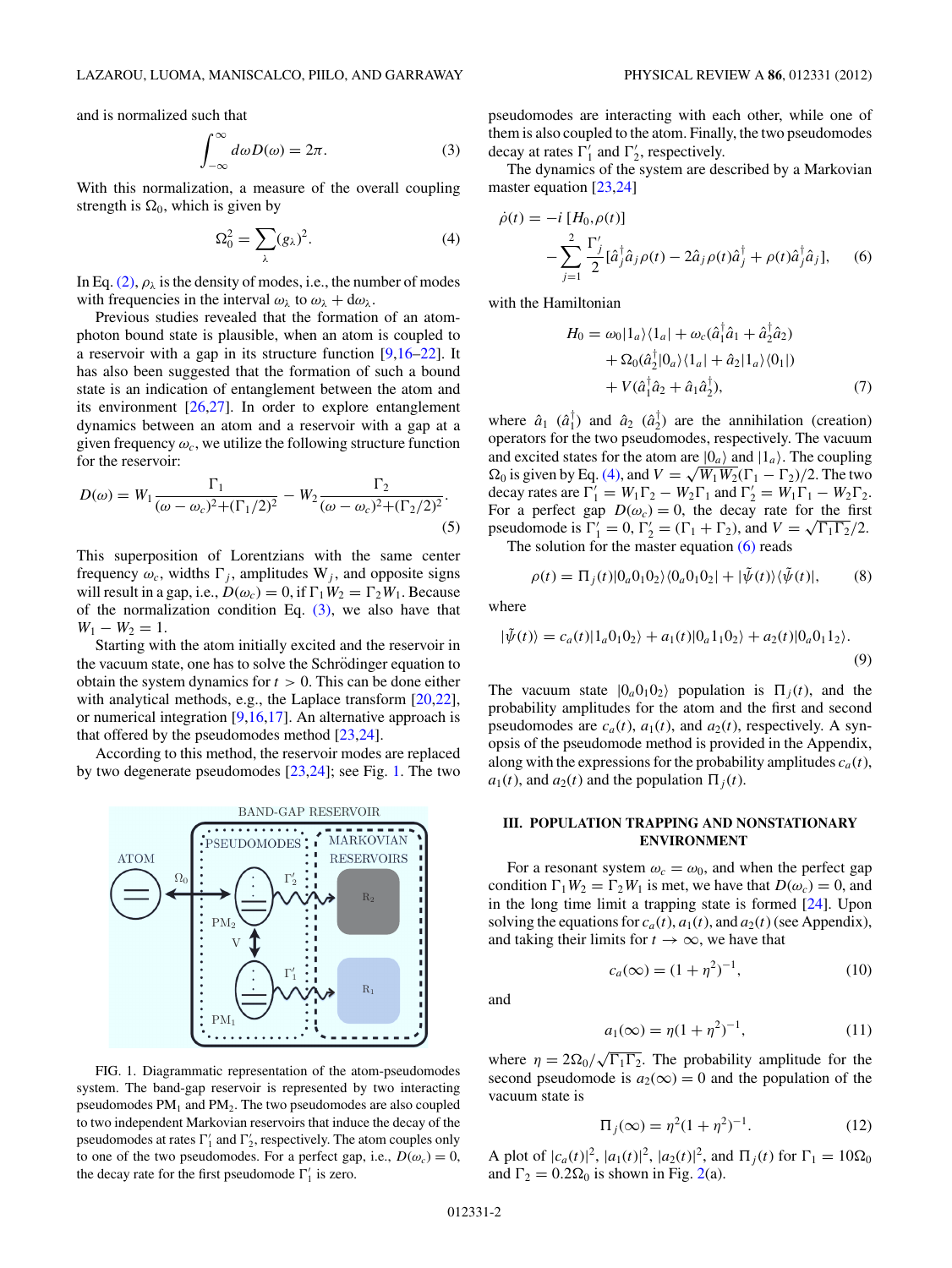and is normalized such that

$$\int_{-\infty}^{\infty} d\omega D(\omega) = 2\pi. \tag{3}$$

With this normalization, a measure of the overall coupling strength is $\Omega_0$, which is given by

$$\Omega_0^2 = \sum_\lambda (g_\lambda)^2. \tag{4}$$

In Eq. (2), $\rho_\lambda$ is the density of modes, i.e., the number of modes with frequencies in the interval $\omega_\lambda$ to $\omega_\lambda + d\omega_\lambda$.

Previous studies revealed that the formation of an atom-photon bound state is plausible, when an atom is coupled to a reservoir with a gap in its structure function [9,16–22]. It has also been suggested that the formation of such a bound state is an indication of entanglement between the atom and its environment [26,27]. In order to explore entanglement dynamics between an atom and a reservoir with a gap at a given frequency $\omega_c$, we utilize the following structure function for the reservoir:

$$D(\omega) = W_1 \frac{\Gamma_1}{(\omega - \omega_c)^2 + (\Gamma_1/2)^2} - W_2 \frac{\Gamma_2}{(\omega - \omega_c)^2 + (\Gamma_2/2)^2}. \tag{5}$$

This superposition of Lorentzians with the same center frequency $\omega_c$, widths $\Gamma_j$, amplitudes $W_j$, and opposite signs will result in a gap, i.e., $D(\omega_c) = 0$, if $\Gamma_1 W_2 = \Gamma_2 W_1$. Because of the normalization condition Eq. (3), we also have that $W_1 - W_2 = 1$.

Starting with the atom initially excited and the reservoir in the vacuum state, one has to solve the Schrödinger equation to obtain the system dynamics for $t > 0$. This can be done either with analytical methods, e.g., the Laplace transform [20,22], or numerical integration [9,16,17]. An alternative approach is that offered by the pseudomodes method [23,24].

According to this method, the reservoir modes are replaced by two degenerate pseudomodes [23,24]; see Fig. 1. The two pseudomodes are interacting with each other, while one of them is also coupled to the atom. Finally, the two pseudomodes decay at rates $\Gamma_1'$ and $\Gamma_2'$, respectively.

FIG. 1. Diagrammatic representation of the atom-pseudomodes system. The band-gap reservoir is represented by two interacting pseudomodes $PM_1$ and $PM_2$. The two pseudomodes are also coupled to two independent Markovian reservoirs that induce the decay of the pseudomodes at rates $\Gamma_1'$ and $\Gamma_2'$, respectively. The atom couples only to one of the two pseudomodes. For a perfect gap, i.e., $D(\omega_c) = 0$, the decay rate for the first pseudomode $\Gamma_1'$ is zero.

The dynamics of the system are described by a Markovian master equation [23,24]

$$\dot{\rho}(t) = -i\,[H_0, \rho(t)] - \sum_{j=1}^{2} \frac{\Gamma_j'}{2} [\hat{a}_j^\dagger \hat{a}_j \rho(t) - 2\hat{a}_j \rho(t) \hat{a}_j^\dagger + \rho(t) \hat{a}_j^\dagger \hat{a}_j], \tag{6}$$

with the Hamiltonian

$$\begin{aligned} H_0 = {} & \omega_0 |1_a\rangle\langle 1_a| + \omega_c(\hat{a}_1^\dagger \hat{a}_1 + \hat{a}_2^\dagger \hat{a}_2) \\ & + \Omega_0(\hat{a}_2^\dagger |0_a\rangle\langle 1_a| + \hat{a}_2 |1_a\rangle\langle 0_1|) \\ & + V(\hat{a}_1^\dagger \hat{a}_2 + \hat{a}_1 \hat{a}_2^\dagger), \end{aligned} \tag{7}$$

where $\hat{a}_1$ ($\hat{a}_1^\dagger$) and $\hat{a}_2$ ($\hat{a}_2^\dagger$) are the annihilation (creation) operators for the two pseudomodes, respectively. The vacuum and excited states for the atom are $|0_a\rangle$ and $|1_a\rangle$. The coupling $\Omega_0$ is given by Eq. (4), and $V = \sqrt{W_1 W_2}(\Gamma_1 - \Gamma_2)/2$. The two decay rates are $\Gamma_1' = W_1\Gamma_2 - W_2\Gamma_1$ and $\Gamma_2' = W_1\Gamma_1 - W_2\Gamma_2$. For a perfect gap $D(\omega_c) = 0$, the decay rate for the first pseudomode is $\Gamma_1' = 0$, $\Gamma_2' = (\Gamma_1 + \Gamma_2)$, and $V = \sqrt{\Gamma_1\Gamma_2}/2$.

The solution for the master equation (6) reads

$$\rho(t) = \Pi_j(t) |0_a 0_1 0_2\rangle\langle 0_a 0_1 0_2| + |\tilde{\psi}(t)\rangle\langle\tilde{\psi}(t)|, \tag{8}$$

where

$$|\tilde{\psi}(t)\rangle = c_a(t)|1_a 0_1 0_2\rangle + a_1(t)|0_a 1_1 0_2\rangle + a_2(t)|0_a 0_1 1_2\rangle. \tag{9}$$

The vacuum state $|0_a 0_1 0_2\rangle$ population is $\Pi_j(t)$, and the probability amplitudes for the atom and the first and second pseudomodes are $c_a(t)$, $a_1(t)$, and $a_2(t)$, respectively. A synopsis of the pseudomode method is provided in the Appendix, along with the expressions for the probability amplitudes $c_a(t)$, $a_1(t)$, and $a_2(t)$ and the population $\Pi_j(t)$.

## III. POPULATION TRAPPING AND NONSTATIONARY ENVIRONMENT

For a resonant system $\omega_c = \omega_0$, and when the perfect gap condition $\Gamma_1 W_2 = \Gamma_2 W_1$ is met, we have that $D(\omega_c) = 0$, and in the long time limit a trapping state is formed [24]. Upon solving the equations for $c_a(t)$, $a_1(t)$, and $a_2(t)$ (see Appendix), and taking their limits for $t \to \infty$, we have that

$$c_a(\infty) = (1 + \eta^2)^{-1}, \tag{10}$$

and

$$a_1(\infty) = \eta(1 + \eta^2)^{-1}, \tag{11}$$

where $\eta = 2\Omega_0/\sqrt{\Gamma_1\Gamma_2}$. The probability amplitude for the second pseudomode is $a_2(\infty) = 0$ and the population of the vacuum state is

$$\Pi_j(\infty) = \eta^2(1 + \eta^2)^{-1}. \tag{12}$$

A plot of $|c_a(t)|^2$, $|a_1(t)|^2$, $|a_2(t)|^2$, and $\Pi_j(t)$ for $\Gamma_1 = 10\Omega_0$ and $\Gamma_2 = 0.2\Omega_0$ is shown in Fig. 2(a).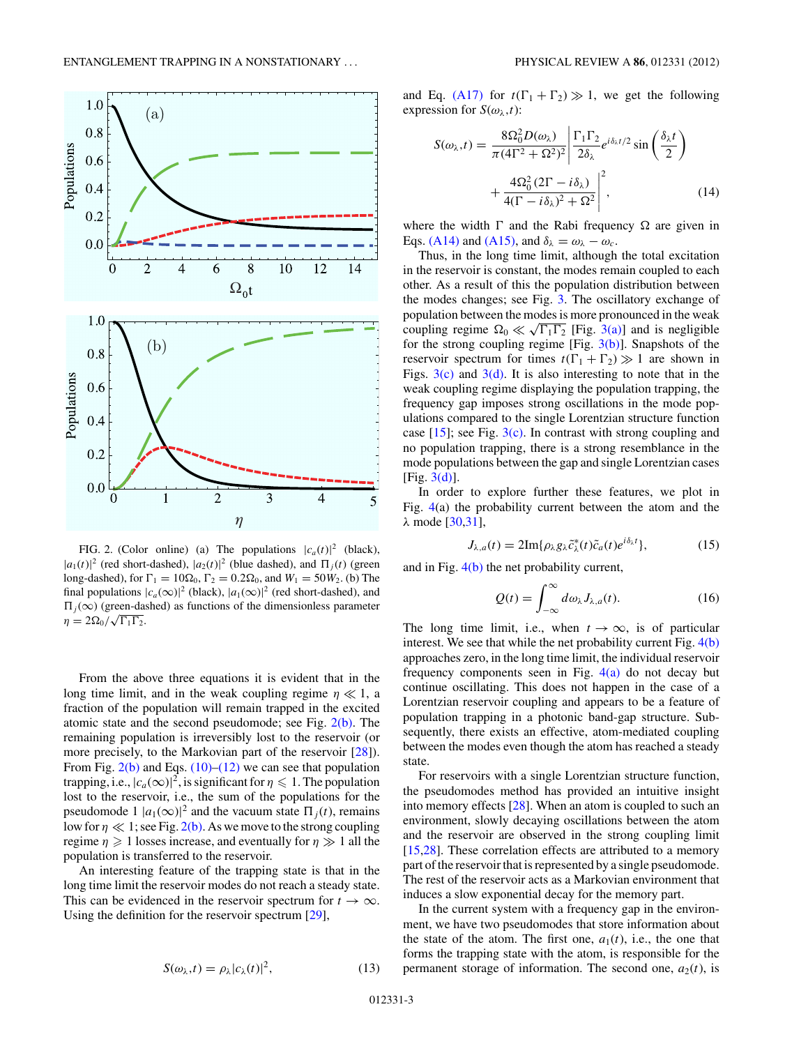FIG. 2. (Color online) (a) The populations $|c_a(t)|^2$ (black), $|a_1(t)|^2$ (red short-dashed), $|a_2(t)|^2$ (blue dashed), and $\Pi_j(t)$ (green long-dashed), for $\Gamma_1 = 10\Omega_0$, $\Gamma_2 = 0.2\Omega_0$, and $W_1 = 50W_2$. (b) The final populations $|c_a(\infty)|^2$ (black), $|a_1(\infty)|^2$ (red short-dashed), and $\Pi_j(\infty)$ (green-dashed) as functions of the dimensionless parameter $\eta = 2\Omega_0/\sqrt{\Gamma_1\Gamma_2}$.

From the above three equations it is evident that in the long time limit, and in the weak coupling regime $\eta \ll 1$, a fraction of the population will remain trapped in the excited atomic state and the second pseudomode; see Fig. 2(b). The remaining population is irreversibly lost to the reservoir (or more precisely, to the Markovian part of the reservoir [28]). From Fig. 2(b) and Eqs. (10)–(12) we can see that population trapping, i.e., $|c_a(\infty)|^2$, is significant for $\eta \leqslant 1$. The population lost to the reservoir, i.e., the sum of the populations for the pseudomode 1 $|a_1(\infty)|^2$ and the vacuum state $\Pi_j(t)$, remains low for $\eta \ll 1$; see Fig. 2(b). As we move to the strong coupling regime $\eta \geqslant 1$ losses increase, and eventually for $\eta \gg 1$ all the population is transferred to the reservoir.

An interesting feature of the trapping state is that in the long time limit the reservoir modes do not reach a steady state. This can be evidenced in the reservoir spectrum for $t \to \infty$. Using the definition for the reservoir spectrum [29],

$$S(\omega_\lambda,t) = \rho_\lambda |c_\lambda(t)|^2, \tag{13}$$

and Eq. (A17) for $t(\Gamma_1 + \Gamma_2) \gg 1$, we get the following expression for $S(\omega_\lambda,t)$:

$$S(\omega_\lambda,t) = \frac{8\Omega_0^2 D(\omega_\lambda)}{\pi(4\Gamma^2+\Omega^2)^2}\left|\frac{\Gamma_1\Gamma_2}{2\delta_\lambda}e^{i\delta_\lambda t/2}\sin\left(\frac{\delta_\lambda t}{2}\right) + \frac{4\Omega_0^2(2\Gamma - i\delta_\lambda)}{4(\Gamma - i\delta_\lambda)^2+\Omega^2}\right|^2, \tag{14}$$

where the width $\Gamma$ and the Rabi frequency $\Omega$ are given in Eqs. (A14) and (A15), and $\delta_\lambda = \omega_\lambda - \omega_c$.

Thus, in the long time limit, although the total excitation in the reservoir is constant, the modes remain coupled to each other. As a result of this the population distribution between the modes changes; see Fig. 3. The oscillatory exchange of population between the modes is more pronounced in the weak coupling regime $\Omega_0 \ll \sqrt{\Gamma_1\Gamma_2}$ [Fig. 3(a)] and is negligible for the strong coupling regime [Fig. 3(b)]. Snapshots of the reservoir spectrum for times $t(\Gamma_1 + \Gamma_2) \gg 1$ are shown in Figs. 3(c) and 3(d). It is also interesting to note that in the weak coupling regime displaying the population trapping, the frequency gap imposes strong oscillations in the mode populations compared to the single Lorentzian structure function case [15]; see Fig. 3(c). In contrast with strong coupling and no population trapping, there is a strong resemblance in the mode populations between the gap and single Lorentzian cases [Fig. 3(d)].

In order to explore further these features, we plot in Fig. 4(a) the probability current between the atom and the $\lambda$ mode [30,31],

$$J_{\lambda,a}(t) = 2\mathrm{Im}\{\rho_\lambda g_\lambda \tilde{c}_\lambda^*(t)\tilde{c}_a(t)e^{i\delta_\lambda t}\}, \tag{15}$$

and in Fig. 4(b) the net probability current,

$$Q(t) = \int_{-\infty}^{\infty} d\omega_\lambda J_{\lambda,a}(t). \tag{16}$$

The long time limit, i.e., when $t \to \infty$, is of particular interest. We see that while the net probability current Fig. 4(b) approaches zero, in the long time limit, the individual reservoir frequency components seen in Fig. 4(a) do not decay but continue oscillating. This does not happen in the case of a Lorentzian reservoir coupling and appears to be a feature of population trapping in a photonic band-gap structure. Subsequently, there exists an effective, atom-mediated coupling between the modes even though the atom has reached a steady state.

For reservoirs with a single Lorentzian structure function, the pseudomodes method has provided an intuitive insight into memory effects [28]. When an atom is coupled to such an environment, slowly decaying oscillations between the atom and the reservoir are observed in the strong coupling limit [15,28]. These correlation effects are attributed to a memory part of the reservoir that is represented by a single pseudomode. The rest of the reservoir acts as a Markovian environment that induces a slow exponential decay for the memory part.

In the current system with a frequency gap in the environment, we have two pseudomodes that store information about the state of the atom. The first one, $a_1(t)$, i.e., the one that forms the trapping state with the atom, is responsible for the permanent storage of information. The second one, $a_2(t)$, is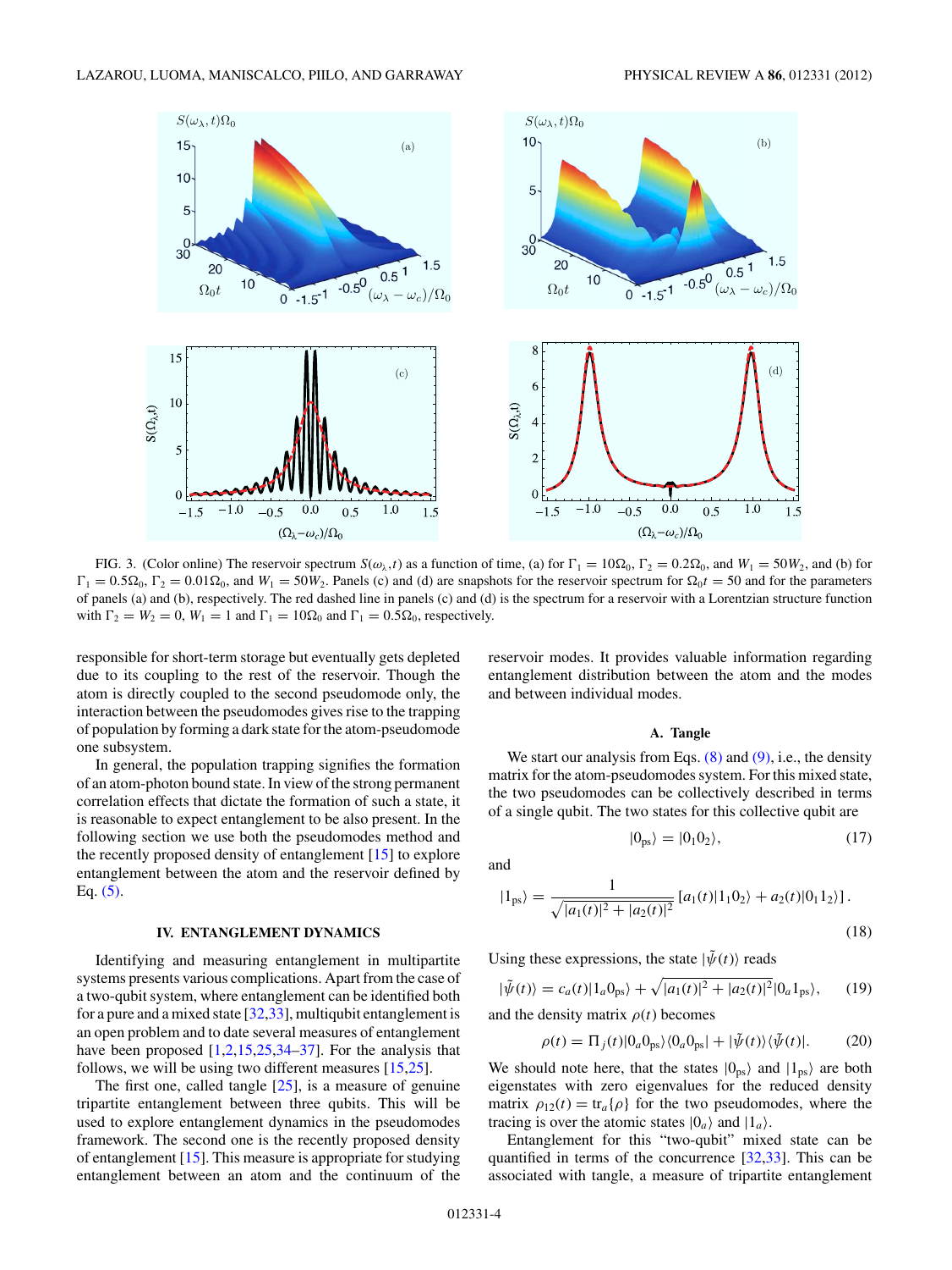FIG. 3. (Color online) The reservoir spectrum $S(\omega_\lambda,t)$ as a function of time, (a) for $\Gamma_1 = 10\Omega_0$, $\Gamma_2 = 0.2\Omega_0$, and $W_1 = 50W_2$, and (b) for $\Gamma_1 = 0.5\Omega_0$, $\Gamma_2 = 0.01\Omega_0$, and $W_1 = 50W_2$. Panels (c) and (d) are snapshots for the reservoir spectrum for $\Omega_0 t = 50$ and for the parameters of panels (a) and (b), respectively. The red dashed line in panels (c) and (d) is the spectrum for a reservoir with a Lorentzian structure function with $\Gamma_2 = W_2 = 0$, $W_1 = 1$ and $\Gamma_1 = 10\Omega_0$ and $\Gamma_1 = 0.5\Omega_0$, respectively.

responsible for short-term storage but eventually gets depleted due to its coupling to the rest of the reservoir. Though the atom is directly coupled to the second pseudomode only, the interaction between the pseudomodes gives rise to the trapping of population by forming a dark state for the atom-pseudomode one subsystem.

In general, the population trapping signifies the formation of an atom-photon bound state. In view of the strong permanent correlation effects that dictate the formation of such a state, it is reasonable to expect entanglement to be also present. In the following section we use both the pseudomodes method and the recently proposed density of entanglement [15] to explore entanglement between the atom and the reservoir defined by Eq. (5).

## IV. ENTANGLEMENT DYNAMICS

Identifying and measuring entanglement in multipartite systems presents various complications. Apart from the case of a two-qubit system, where entanglement can be identified both for a pure and a mixed state [32,33], multiqubit entanglement is an open problem and to date several measures of entanglement have been proposed [1,2,15,25,34–37]. For the analysis that follows, we will be using two different measures [15,25].

The first one, called tangle [25], is a measure of genuine tripartite entanglement between three qubits. This will be used to explore entanglement dynamics in the pseudomodes framework. The second one is the recently proposed density of entanglement [15]. This measure is appropriate for studying entanglement between an atom and the continuum of the reservoir modes. It provides valuable information regarding entanglement distribution between the atom and the modes and between individual modes.

### A. Tangle

We start our analysis from Eqs. (8) and (9), i.e., the density matrix for the atom-pseudomodes system. For this mixed state, the two pseudomodes can be collectively described in terms of a single qubit. The two states for this collective qubit are

$$|0_{\rm ps}\rangle = |0_1 0_2\rangle, \tag{17}$$

and

$$|1_{\rm ps}\rangle = \frac{1}{\sqrt{|a_1(t)|^2 + |a_2(t)|^2}}\left[a_1(t)|1_1 0_2\rangle + a_2(t)|0_1 1_2\rangle\right]. \tag{18}$$

Using these expressions, the state $|\tilde{\psi}(t)\rangle$ reads

$$|\tilde{\psi}(t)\rangle = c_a(t)|1_a 0_{\rm ps}\rangle + \sqrt{|a_1(t)|^2 + |a_2(t)|^2}|0_a 1_{\rm ps}\rangle, \tag{19}$$

and the density matrix $\rho(t)$ becomes

$$\rho(t) = \Pi_j(t)|0_a 0_{\rm ps}\rangle\langle 0_a 0_{\rm ps}| + |\tilde{\psi}(t)\rangle\langle\tilde{\psi}(t)|. \tag{20}$$

We should note here, that the states $|0_{\rm ps}\rangle$ and $|1_{\rm ps}\rangle$ are both eigenstates with zero eigenvalues for the reduced density matrix $\rho_{12}(t) = {\rm tr}_a\{\rho\}$ for the two pseudomodes, where the tracing is over the atomic states $|0_a\rangle$ and $|1_a\rangle$.

Entanglement for this "two-qubit" mixed state can be quantified in terms of the concurrence [32,33]. This can be associated with tangle, a measure of tripartite entanglement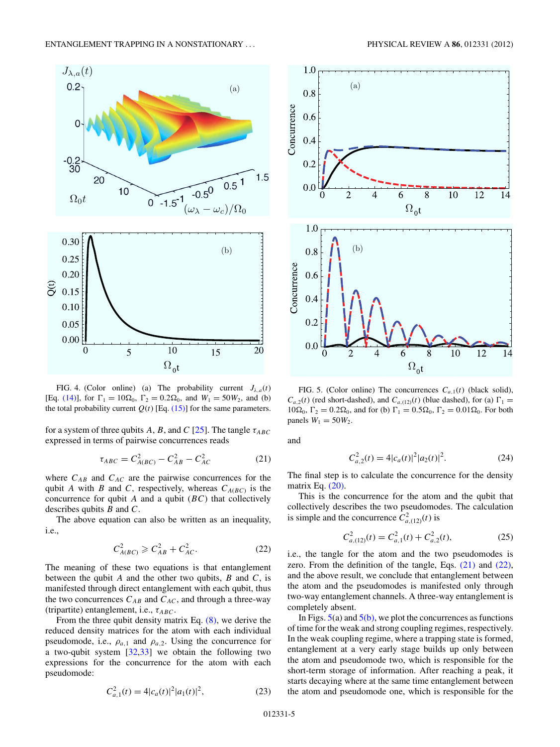FIG. 4. (Color online) (a) The probability current $J_{\lambda,a}(t)$ [Eq. (14)], for $\Gamma_1 = 10\Omega_0$, $\Gamma_2 = 0.2\Omega_0$, and $W_1 = 50W_2$, and (b) the total probability current $Q(t)$ [Eq. (15)] for the same parameters.

for a system of three qubits $A$, $B$, and $C$ [25]. The tangle $\tau_{ABC}$ expressed in terms of pairwise concurrences reads

$$\tau_{ABC} = C^2_{A(BC)} - C^2_{AB} - C^2_{AC} \tag{21}$$

where $C_{AB}$ and $C_{AC}$ are the pairwise concurrences for the qubit $A$ with $B$ and $C$, respectively, whereas $C_{A(BC)}$ is the concurrence for qubit $A$ and a qubit $(BC)$ that collectively describes qubits $B$ and $C$.

The above equation can also be written as an inequality, i.e.,

$$C^2_{A(BC)} \geqslant C^2_{AB} + C^2_{AC}. \tag{22}$$

The meaning of these two equations is that entanglement between the qubit $A$ and the other two qubits, $B$ and $C$, is manifested through direct entanglement with each qubit, thus the two concurrences $C_{AB}$ and $C_{AC}$, and through a three-way (tripartite) entanglement, i.e., $\tau_{ABC}$.

From the three qubit density matrix Eq. (8), we derive the reduced density matrices for the atom with each individual pseudomode, i.e., $\rho_{a,1}$ and $\rho_{a,2}$. Using the concurrence for a two-qubit system [32,33] we obtain the following two expressions for the concurrence for the atom with each pseudomode:

$$C^2_{a,1}(t) = 4|c_a(t)|^2|a_1(t)|^2, \tag{23}$$

FIG. 5. (Color online) The concurrences $C_{a,1}(t)$ (black solid), $C_{a,2}(t)$ (red short-dashed), and $C_{a,(12)}(t)$ (blue dashed), for (a) $\Gamma_1 = 10\Omega_0$, $\Gamma_2 = 0.2\Omega_0$, and for (b) $\Gamma_1 = 0.5\Omega_0$, $\Gamma_2 = 0.01\Omega_0$. For both panels $W_1 = 50W_2$.

and

$$C^2_{a,2}(t) = 4|c_a(t)|^2|a_2(t)|^2. \tag{24}$$

The final step is to calculate the concurrence for the density matrix Eq. (20).

This is the concurrence for the atom and the qubit that collectively describes the two pseudomodes. The calculation is simple and the concurrence $C^2_{a,(12)}(t)$ is

$$C^2_{a,(12)}(t) = C^2_{a,1}(t) + C^2_{a,2}(t), \tag{25}$$

i.e., the tangle for the atom and the two pseudomodes is zero. From the definition of the tangle, Eqs. (21) and (22), and the above result, we conclude that entanglement between the atom and the pseudomodes is manifested only through two-way entanglement channels. A three-way entanglement is completely absent.

In Figs. 5(a) and 5(b), we plot the concurrences as functions of time for the weak and strong coupling regimes, respectively. In the weak coupling regime, where a trapping state is formed, entanglement at a very early stage builds up only between the atom and pseudomode two, which is responsible for the short-term storage of information. After reaching a peak, it starts decaying where at the same time entanglement between the atom and pseudomode one, which is responsible for the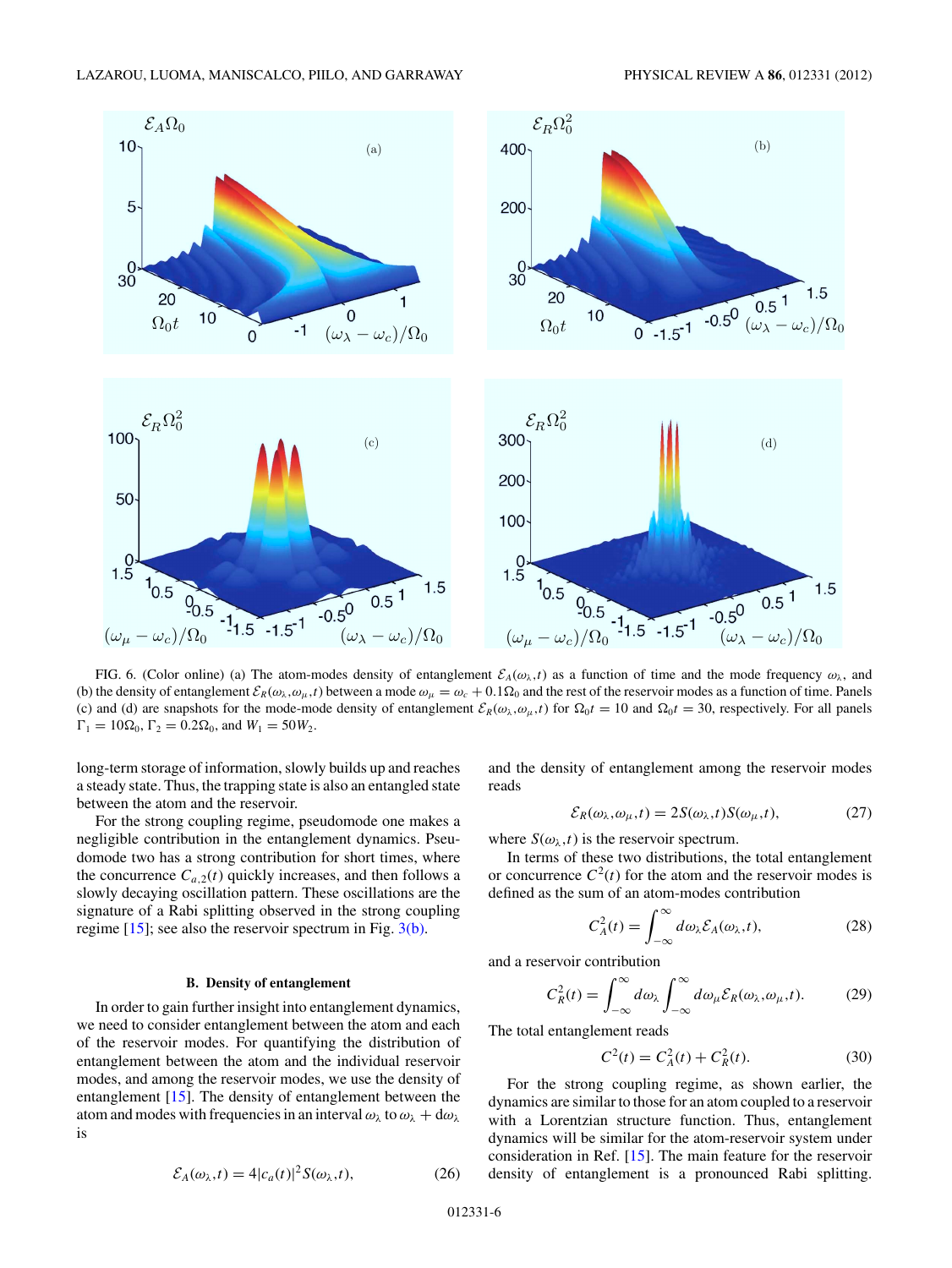FIG. 6. (Color online) (a) The atom-modes density of entanglement $\mathcal{E}_A(\omega_\lambda,t)$ as a function of time and the mode frequency $\omega_\lambda$, and (b) the density of entanglement $\mathcal{E}_R(\omega_\lambda,\omega_\mu,t)$ between a mode $\omega_\mu = \omega_c + 0.1\Omega_0$ and the rest of the reservoir modes as a function of time. Panels (c) and (d) are snapshots for the mode-mode density of entanglement $\mathcal{E}_R(\omega_\lambda,\omega_\mu,t)$ for $\Omega_0 t = 10$ and $\Omega_0 t = 30$, respectively. For all panels $\Gamma_1 = 10\Omega_0$, $\Gamma_2 = 0.2\Omega_0$, and $W_1 = 50W_2$.

long-term storage of information, slowly builds up and reaches a steady state. Thus, the trapping state is also an entangled state between the atom and the reservoir.

For the strong coupling regime, pseudomode one makes a negligible contribution in the entanglement dynamics. Pseudomode two has a strong contribution for short times, where the concurrence $C_{a,2}(t)$ quickly increases, and then follows a slowly decaying oscillation pattern. These oscillations are the signature of a Rabi splitting observed in the strong coupling regime [15]; see also the reservoir spectrum in Fig. 3(b).

### B. Density of entanglement

In order to gain further insight into entanglement dynamics, we need to consider entanglement between the atom and each of the reservoir modes. For quantifying the distribution of entanglement between the atom and the individual reservoir modes, and among the reservoir modes, we use the density of entanglement [15]. The density of entanglement between the atom and modes with frequencies in an interval $\omega_\lambda$ to $\omega_\lambda + d\omega_\lambda$ is

$$\mathcal{E}_A(\omega_\lambda,t) = 4|c_a(t)|^2 S(\omega_\lambda,t), \tag{26}$$

and the density of entanglement among the reservoir modes reads

$$\mathcal{E}_R(\omega_\lambda,\omega_\mu,t) = 2S(\omega_\lambda,t)S(\omega_\mu,t), \tag{27}$$

where $S(\omega_\lambda,t)$ is the reservoir spectrum.

In terms of these two distributions, the total entanglement or concurrence $C^2(t)$ for the atom and the reservoir modes is defined as the sum of an atom-modes contribution

$$C_A^2(t) = \int_{-\infty}^{\infty} d\omega_\lambda \mathcal{E}_A(\omega_\lambda,t), \tag{28}$$

and a reservoir contribution

$$C_R^2(t) = \int_{-\infty}^{\infty} d\omega_\lambda \int_{-\infty}^{\infty} d\omega_\mu \mathcal{E}_R(\omega_\lambda,\omega_\mu,t). \tag{29}$$

The total entanglement reads

$$C^2(t) = C_A^2(t) + C_R^2(t). \tag{30}$$

For the strong coupling regime, as shown earlier, the dynamics are similar to those for an atom coupled to a reservoir with a Lorentzian structure function. Thus, entanglement dynamics will be similar for the atom-reservoir system under consideration in Ref. [15]. The main feature for the reservoir density of entanglement is a pronounced Rabi splitting.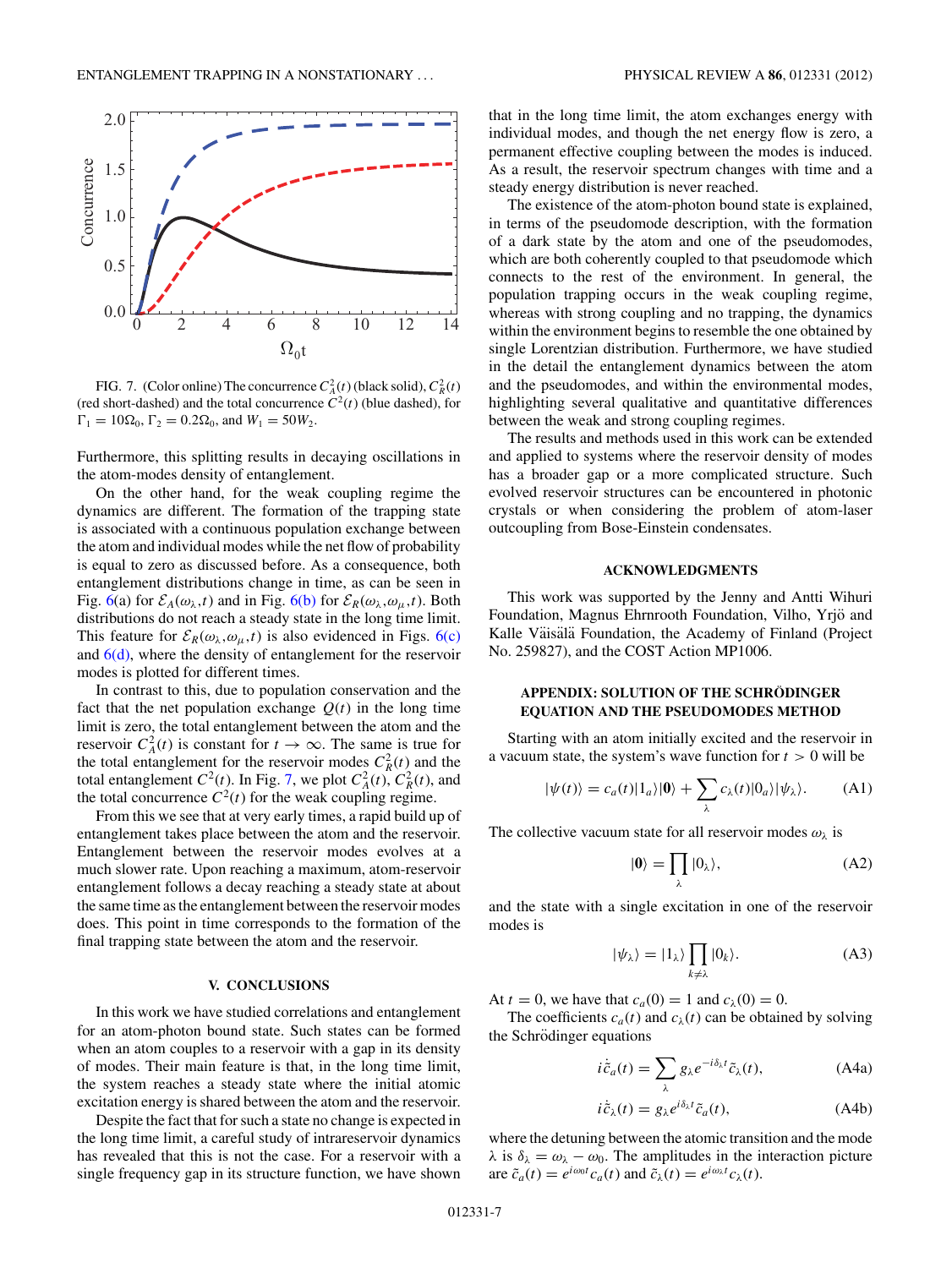FIG. 7. (Color online) The concurrence $C_A^2(t)$ (black solid), $C_R^2(t)$ (red short-dashed) and the total concurrence $C^2(t)$ (blue dashed), for $\Gamma_1 = 10\Omega_0$, $\Gamma_2 = 0.2\Omega_0$, and $W_1 = 50W_2$.

Furthermore, this splitting results in decaying oscillations in the atom-modes density of entanglement.

On the other hand, for the weak coupling regime the dynamics are different. The formation of the trapping state is associated with a continuous population exchange between the atom and individual modes while the net flow of probability is equal to zero as discussed before. As a consequence, both entanglement distributions change in time, as can be seen in Fig. 6(a) for $\mathcal{E}_A(\omega_\lambda,t)$ and in Fig. 6(b) for $\mathcal{E}_R(\omega_\lambda,\omega_\mu,t)$. Both distributions do not reach a steady state in the long time limit. This feature for $\mathcal{E}_R(\omega_\lambda,\omega_\mu,t)$ is also evidenced in Figs. 6(c) and 6(d), where the density of entanglement for the reservoir modes is plotted for different times.

In contrast to this, due to population conservation and the fact that the net population exchange $Q(t)$ in the long time limit is zero, the total entanglement between the atom and the reservoir $C_A^2(t)$ is constant for $t \to \infty$. The same is true for the total entanglement for the reservoir modes $C_R^2(t)$ and the total entanglement $C^2(t)$. In Fig. 7, we plot $C_A^2(t)$, $C_R^2(t)$, and the total concurrence $C^2(t)$ for the weak coupling regime.

From this we see that at very early times, a rapid build up of entanglement takes place between the atom and the reservoir. Entanglement between the reservoir modes evolves at a much slower rate. Upon reaching a maximum, atom-reservoir entanglement follows a decay reaching a steady state at about the same time as the entanglement between the reservoir modes does. This point in time corresponds to the formation of the final trapping state between the atom and the reservoir.

## V. CONCLUSIONS

In this work we have studied correlations and entanglement for an atom-photon bound state. Such states can be formed when an atom couples to a reservoir with a gap in its density of modes. Their main feature is that, in the long time limit, the system reaches a steady state where the initial atomic excitation energy is shared between the atom and the reservoir.

Despite the fact that for such a state no change is expected in the long time limit, a careful study of intrareservoir dynamics has revealed that this is not the case. For a reservoir with a single frequency gap in its structure function, we have shown that in the long time limit, the atom exchanges energy with individual modes, and though the net energy flow is zero, a permanent effective coupling between the modes is induced. As a result, the reservoir spectrum changes with time and a steady energy distribution is never reached.

The existence of the atom-photon bound state is explained, in terms of the pseudomode description, with the formation of a dark state by the atom and one of the pseudomodes, which are both coherently coupled to that pseudomode which connects to the rest of the environment. In general, the population trapping occurs in the weak coupling regime, whereas with strong coupling and no trapping, the dynamics within the environment begins to resemble the one obtained by single Lorentzian distribution. Furthermore, we have studied in the detail the entanglement dynamics between the atom and the pseudomodes, and within the environmental modes, highlighting several qualitative and quantitative differences between the weak and strong coupling regimes.

The results and methods used in this work can be extended and applied to systems where the reservoir density of modes has a broader gap or a more complicated structure. Such evolved reservoir structures can be encountered in photonic crystals or when considering the problem of atom-laser outcoupling from Bose-Einstein condensates.

## ACKNOWLEDGMENTS

This work was supported by the Jenny and Antti Wihuri Foundation, Magnus Ehrnrooth Foundation, Vilho, Yrjö and Kalle Väisälä Foundation, the Academy of Finland (Project No. 259827), and the COST Action MP1006.

## APPENDIX: SOLUTION OF THE SCHRÖDINGER EQUATION AND THE PSEUDOMODES METHOD

Starting with an atom initially excited and the reservoir in a vacuum state, the system's wave function for $t > 0$ will be

$$|\psi(t)\rangle = c_a(t)|1_a\rangle|\mathbf{0}\rangle + \sum_\lambda c_\lambda(t)|0_a\rangle|\psi_\lambda\rangle. \tag{A1}$$

The collective vacuum state for all reservoir modes $\omega_\lambda$ is

$$|\mathbf{0}\rangle = \prod_\lambda |0_\lambda\rangle, \tag{A2}$$

and the state with a single excitation in one of the reservoir modes is

$$|\psi_\lambda\rangle = |1_\lambda\rangle \prod_{k\neq\lambda} |0_k\rangle. \tag{A3}$$

At $t = 0$, we have that $c_a(0) = 1$ and $c_\lambda(0) = 0$.

The coefficients $c_a(t)$ and $c_\lambda(t)$ can be obtained by solving the Schrödinger equations

$$i\dot{\tilde{c}}_a(t) = \sum_\lambda g_\lambda e^{-i\delta_\lambda t}\tilde{c}_\lambda(t), \tag{A4a}$$

$$i\dot{\tilde{c}}_\lambda(t) = g_\lambda e^{i\delta_\lambda t}\tilde{c}_a(t), \tag{A4b}$$

where the detuning between the atomic transition and the mode $\lambda$ is $\delta_\lambda = \omega_\lambda - \omega_0$. The amplitudes in the interaction picture are $\tilde{c}_a(t) = e^{i\omega_0 t}c_a(t)$ and $\tilde{c}_\lambda(t) = e^{i\omega_\lambda t}c_\lambda(t)$.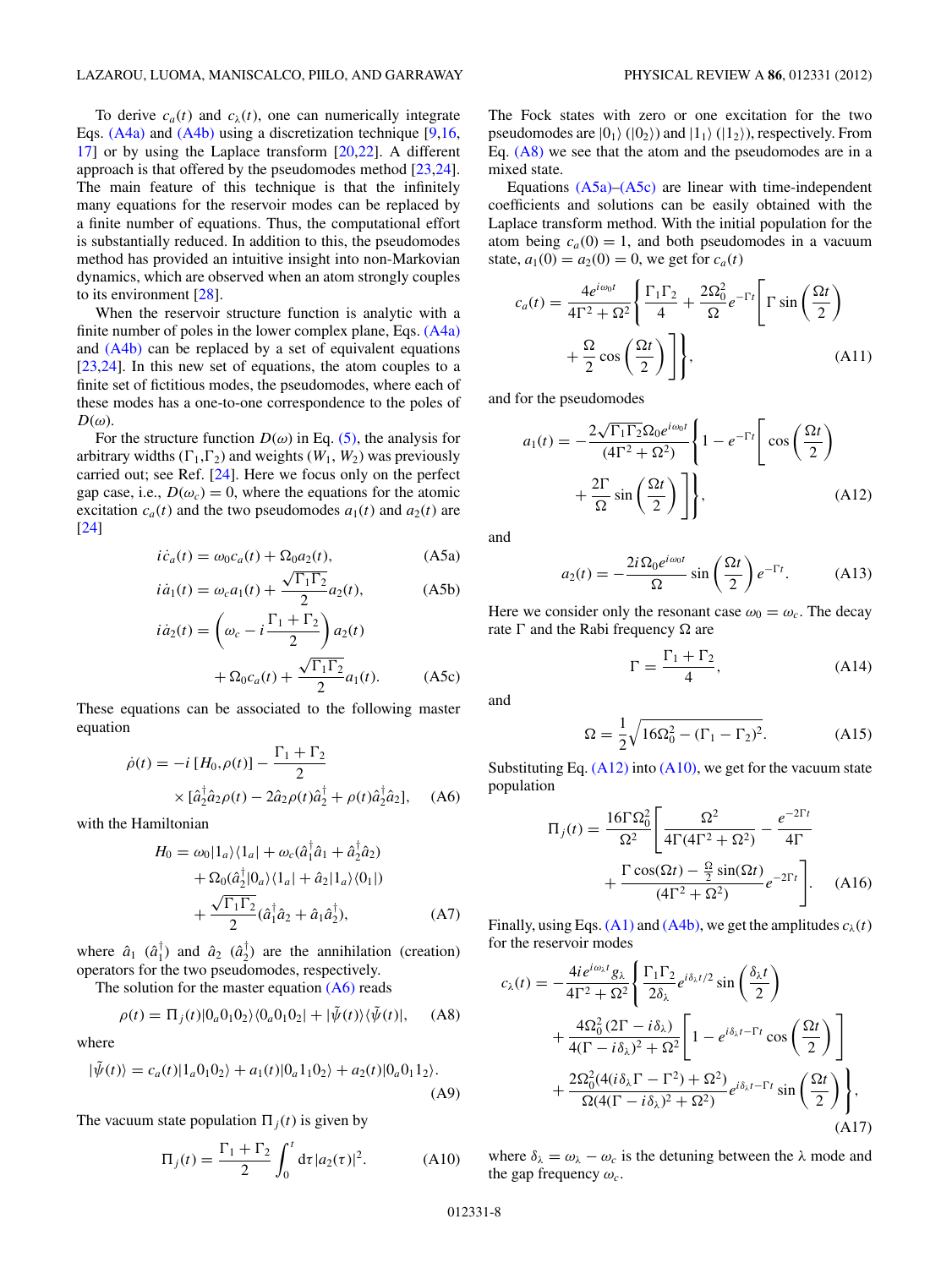To derive $c_a(t)$ and $c_\lambda(t)$, one can numerically integrate Eqs. (A4a) and (A4b) using a discretization technique [9,16,17] or by using the Laplace transform [20,22]. A different approach is that offered by the pseudomodes method [23,24]. The main feature of this technique is that the infinitely many equations for the reservoir modes can be replaced by a finite number of equations. Thus, the computational effort is substantially reduced. In addition to this, the pseudomodes method has provided an intuitive insight into non-Markovian dynamics, which are observed when an atom strongly couples to its environment [28].

When the reservoir structure function is analytic with a finite number of poles in the lower complex plane, Eqs. (A4a) and (A4b) can be replaced by a set of equivalent equations [23,24]. In this new set of equations, the atom couples to a finite set of fictitious modes, the pseudomodes, where each of these modes has a one-to-one correspondence to the poles of $D(\omega)$.

For the structure function $D(\omega)$ in Eq. (5), the analysis for arbitrary widths ($\Gamma_1$,$\Gamma_2$) and weights ($W_1$, $W_2$) was previously carried out; see Ref. [24]. Here we focus only on the perfect gap case, i.e., $D(\omega_c) = 0$, where the equations for the atomic excitation $c_a(t)$ and the two pseudomodes $a_1(t)$ and $a_2(t)$ are [24]

$$i\dot{c}_a(t) = \omega_0 c_a(t) + \Omega_0 a_2(t), \tag{A5a}$$

$$i\dot{a}_1(t) = \omega_c a_1(t) + \frac{\sqrt{\Gamma_1\Gamma_2}}{2} a_2(t), \tag{A5b}$$

$$i\dot{a}_2(t) = \left(\omega_c - i\frac{\Gamma_1+\Gamma_2}{2}\right) a_2(t) + \Omega_0 c_a(t) + \frac{\sqrt{\Gamma_1\Gamma_2}}{2} a_1(t). \tag{A5c}$$

These equations can be associated to the following master equation

$$\dot{\rho}(t) = -i\,[H_0,\rho(t)] - \frac{\Gamma_1+\Gamma_2}{2} \times [\hat{a}_2^\dagger\hat{a}_2\rho(t) - 2\hat{a}_2\rho(t)\hat{a}_2^\dagger + \rho(t)\hat{a}_2^\dagger\hat{a}_2], \tag{A6}$$

with the Hamiltonian

$$H_0 = \omega_0|1_a\rangle\langle 1_a| + \omega_c(\hat{a}_1^\dagger\hat{a}_1 + \hat{a}_2^\dagger\hat{a}_2) + \Omega_0(\hat{a}_2^\dagger|0_a\rangle\langle 1_a| + \hat{a}_2|1_a\rangle\langle 0_1|) + \frac{\sqrt{\Gamma_1\Gamma_2}}{2}(\hat{a}_1^\dagger\hat{a}_2 + \hat{a}_1\hat{a}_2^\dagger), \tag{A7}$$

where $\hat{a}_1$ ($\hat{a}_1^\dagger$) and $\hat{a}_2$ ($\hat{a}_2^\dagger$) are the annihilation (creation) operators for the two pseudomodes, respectively.

The solution for the master equation (A6) reads

$$\rho(t) = \Pi_j(t)|0_a0_10_2\rangle\langle 0_a0_10_2| + |\tilde{\psi}(t)\rangle\langle\tilde{\psi}(t)|, \tag{A8}$$

where

$$|\tilde{\psi}(t)\rangle = c_a(t)|1_a0_10_2\rangle + a_1(t)|0_a1_10_2\rangle + a_2(t)|0_a0_11_2\rangle. \tag{A9}$$

The vacuum state population $\Pi_j(t)$ is given by

$$\Pi_j(t) = \frac{\Gamma_1+\Gamma_2}{2}\int_0^t d\tau|a_2(\tau)|^2. \tag{A10}$$

The Fock states with zero or one excitation for the two pseudomodes are $|0_1\rangle$ ($|0_2\rangle$) and $|1_1\rangle$ ($|1_2\rangle$), respectively. From Eq. (A8) we see that the atom and the pseudomodes are in a mixed state.

Equations (A5a)–(A5c) are linear with time-independent coefficients and solutions can be easily obtained with the Laplace transform method. With the initial population for the atom being $c_a(0) = 1$, and both pseudomodes in a vacuum state, $a_1(0) = a_2(0) = 0$, we get for $c_a(t)$

$$c_a(t) = \frac{4e^{i\omega_0 t}}{4\Gamma^2+\Omega^2}\left\{\frac{\Gamma_1\Gamma_2}{4} + \frac{2\Omega_0^2}{\Omega}e^{-\Gamma t}\left[\Gamma\sin\left(\frac{\Omega t}{2}\right) + \frac{\Omega}{2}\cos\left(\frac{\Omega t}{2}\right)\right]\right\}, \tag{A11}$$

and for the pseudomodes

$$a_1(t) = -\frac{2\sqrt{\Gamma_1\Gamma_2}\Omega_0 e^{i\omega_0 t}}{(4\Gamma^2+\Omega^2)}\left\{1 - e^{-\Gamma t}\left[\cos\left(\frac{\Omega t}{2}\right) + \frac{2\Gamma}{\Omega}\sin\left(\frac{\Omega t}{2}\right)\right]\right\}, \tag{A12}$$

and

$$a_2(t) = -\frac{2i\Omega_0 e^{i\omega_0 t}}{\Omega}\sin\left(\frac{\Omega t}{2}\right)e^{-\Gamma t}. \tag{A13}$$

Here we consider only the resonant case $\omega_0 = \omega_c$. The decay rate $\Gamma$ and the Rabi frequency $\Omega$ are

$$\Gamma = \frac{\Gamma_1+\Gamma_2}{4}, \tag{A14}$$

and

$$\Omega = \frac{1}{2}\sqrt{16\Omega_0^2 - (\Gamma_1-\Gamma_2)^2}. \tag{A15}$$

Substituting Eq. (A12) into (A10), we get for the vacuum state population

$$\Pi_j(t) = \frac{16\Gamma\Omega_0^2}{\Omega^2}\left[\frac{\Omega^2}{4\Gamma(4\Gamma^2+\Omega^2)} - \frac{e^{-2\Gamma t}}{4\Gamma} + \frac{\Gamma\cos(\Omega t) - \frac{\Omega}{2}\sin(\Omega t)}{(4\Gamma^2+\Omega^2)}e^{-2\Gamma t}\right]. \tag{A16}$$

Finally, using Eqs. (A1) and (A4b), we get the amplitudes $c_\lambda(t)$ for the reservoir modes

$$c_\lambda(t) = -\frac{4ie^{i\omega_\lambda t}g_\lambda}{4\Gamma^2+\Omega^2}\left\{\frac{\Gamma_1\Gamma_2}{2\delta_\lambda}e^{i\delta_\lambda t/2}\sin\left(\frac{\delta_\lambda t}{2}\right) + \frac{4\Omega_0^2(2\Gamma - i\delta_\lambda)}{4(\Gamma-i\delta_\lambda)^2+\Omega^2}\left[1 - e^{i\delta_\lambda t - \Gamma t}\cos\left(\frac{\Omega t}{2}\right)\right] + \frac{2\Omega_0^2(4(i\delta_\lambda\Gamma - \Gamma^2)+\Omega^2)}{\Omega(4(\Gamma-i\delta_\lambda)^2+\Omega^2)}e^{i\delta_\lambda t-\Gamma t}\sin\left(\frac{\Omega t}{2}\right)\right\}, \tag{A17}$$

where $\delta_\lambda = \omega_\lambda - \omega_c$ is the detuning between the $\lambda$ mode and the gap frequency $\omega_c$.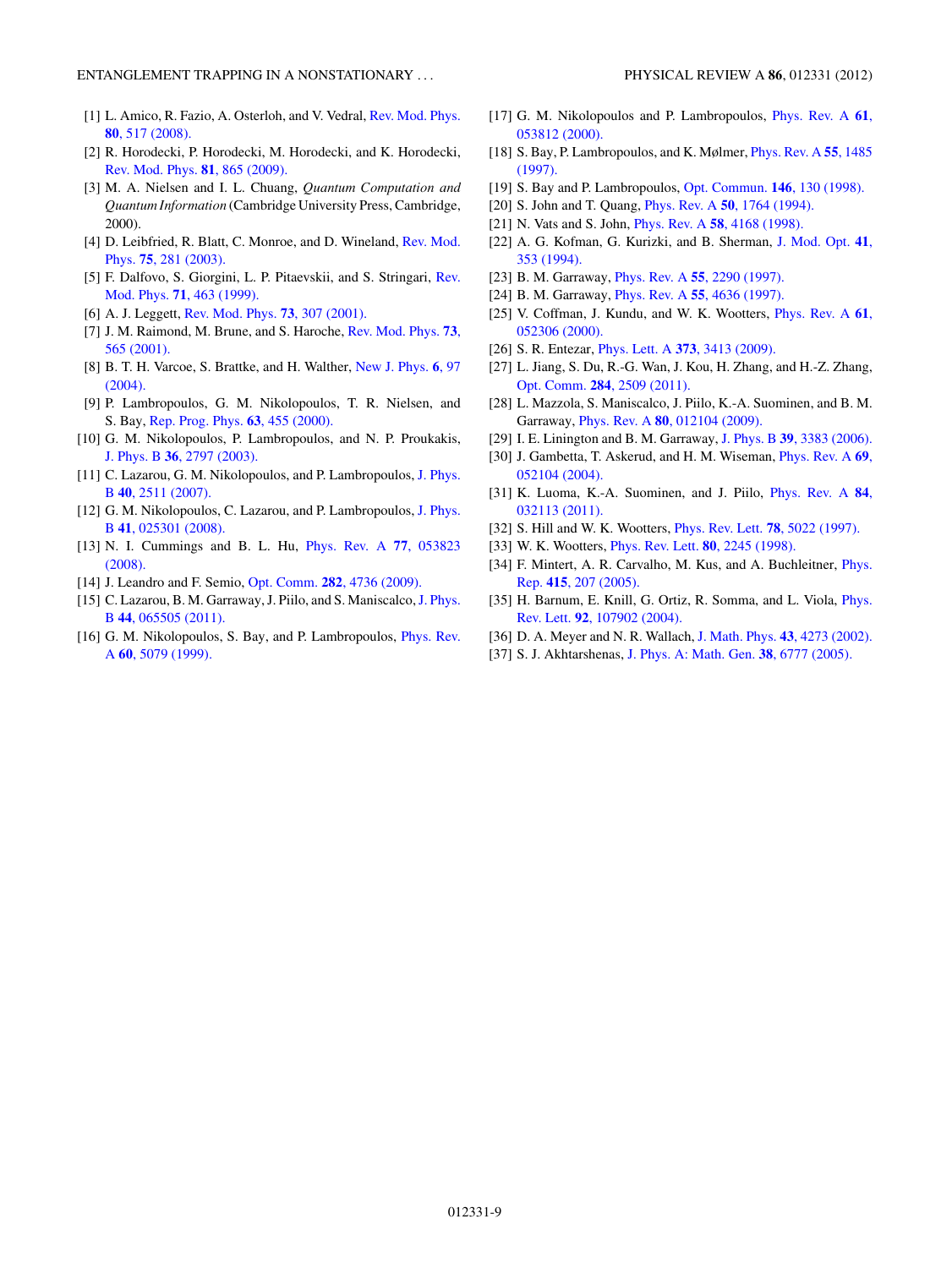[1] L. Amico, R. Fazio, A. Osterloh, and V. Vedral, Rev. Mod. Phys. **80**, 517 (2008).

[2] R. Horodecki, P. Horodecki, M. Horodecki, and K. Horodecki, Rev. Mod. Phys. **81**, 865 (2009).

[3] M. A. Nielsen and I. L. Chuang, *Quantum Computation and Quantum Information* (Cambridge University Press, Cambridge, 2000).

[4] D. Leibfried, R. Blatt, C. Monroe, and D. Wineland, Rev. Mod. Phys. **75**, 281 (2003).

[5] F. Dalfovo, S. Giorgini, L. P. Pitaevskii, and S. Stringari, Rev. Mod. Phys. **71**, 463 (1999).

[6] A. J. Leggett, Rev. Mod. Phys. **73**, 307 (2001).

[7] J. M. Raimond, M. Brune, and S. Haroche, Rev. Mod. Phys. **73**, 565 (2001).

[8] B. T. H. Varcoe, S. Brattke, and H. Walther, New J. Phys. **6**, 97 (2004).

[9] P. Lambropoulos, G. M. Nikolopoulos, T. R. Nielsen, and S. Bay, Rep. Prog. Phys. **63**, 455 (2000).

[10] G. M. Nikolopoulos, P. Lambropoulos, and N. P. Proukakis, J. Phys. B **36**, 2797 (2003).

[11] C. Lazarou, G. M. Nikolopoulos, and P. Lambropoulos, J. Phys. B **40**, 2511 (2007).

[12] G. M. Nikolopoulos, C. Lazarou, and P. Lambropoulos, J. Phys. B **41**, 025301 (2008).

[13] N. I. Cummings and B. L. Hu, Phys. Rev. A **77**, 053823 (2008).

[14] J. Leandro and F. Semio, Opt. Comm. **282**, 4736 (2009).

[15] C. Lazarou, B. M. Garraway, J. Piilo, and S. Maniscalco, J. Phys. B **44**, 065505 (2011).

[16] G. M. Nikolopoulos, S. Bay, and P. Lambropoulos, Phys. Rev. A **60**, 5079 (1999).

[17] G. M. Nikolopoulos and P. Lambropoulos, Phys. Rev. A **61**, 053812 (2000).

[18] S. Bay, P. Lambropoulos, and K. Mølmer, Phys. Rev. A **55**, 1485 (1997).

[19] S. Bay and P. Lambropoulos, Opt. Commun. **146**, 130 (1998).

[20] S. John and T. Quang, Phys. Rev. A **50**, 1764 (1994).

[21] N. Vats and S. John, Phys. Rev. A **58**, 4168 (1998).

[22] A. G. Kofman, G. Kurizki, and B. Sherman, J. Mod. Opt. **41**, 353 (1994).

[23] B. M. Garraway, Phys. Rev. A **55**, 2290 (1997).

[24] B. M. Garraway, Phys. Rev. A **55**, 4636 (1997).

[25] V. Coffman, J. Kundu, and W. K. Wootters, Phys. Rev. A **61**, 052306 (2000).

[26] S. R. Entezar, Phys. Lett. A **373**, 3413 (2009).

[27] L. Jiang, S. Du, R.-G. Wan, J. Kou, H. Zhang, and H.-Z. Zhang, Opt. Comm. **284**, 2509 (2011).

[28] L. Mazzola, S. Maniscalco, J. Piilo, K.-A. Suominen, and B. M. Garraway, Phys. Rev. A **80**, 012104 (2009).

[29] I. E. Linington and B. M. Garraway, J. Phys. B **39**, 3383 (2006).

[30] J. Gambetta, T. Askerud, and H. M. Wiseman, Phys. Rev. A **69**, 052104 (2004).

[31] K. Luoma, K.-A. Suominen, and J. Piilo, Phys. Rev. A **84**, 032113 (2011).

[32] S. Hill and W. K. Wootters, Phys. Rev. Lett. **78**, 5022 (1997).

[33] W. K. Wootters, Phys. Rev. Lett. **80**, 2245 (1998).

[34] F. Mintert, A. R. Carvalho, M. Kus, and A. Buchleitner, Phys. Rep. **415**, 207 (2005).

[35] H. Barnum, E. Knill, G. Ortiz, R. Somma, and L. Viola, Phys. Rev. Lett. **92**, 107902 (2004).

[36] D. A. Meyer and N. R. Wallach, J. Math. Phys. **43**, 4273 (2002).

[37] S. J. Akhtarshenas, J. Phys. A: Math. Gen. **38**, 6777 (2005).